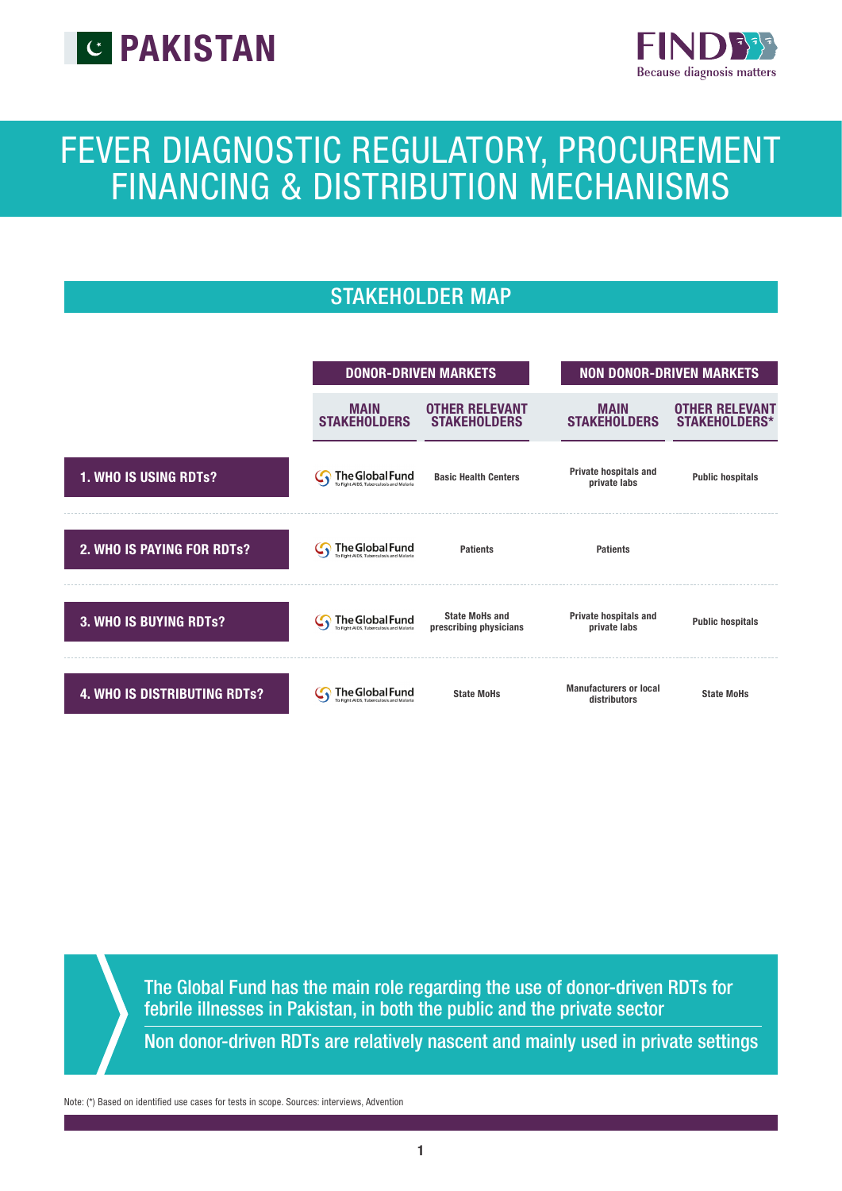# PAKISTAN

FIND — Because diagnosis matters

# FEVER DIAGNOSTIC REGULATORY, PROCUREMENT FINANCING & DISTRIBUTION MECHANISMS

## STAKEHOLDER MAP

| | DONOR-DRIVEN MARKETS | | NON DONOR-DRIVEN MARKETS | |
|---|---|---|---|---|
| | **MAIN STAKEHOLDERS** | **OTHER RELEVANT STAKEHOLDERS** | **MAIN STAKEHOLDERS** | **OTHER RELEVANT STAKEHOLDERS*** |
| **1. WHO IS USING RDTs?** | The Global Fund | Basic Health Centers | Private hospitals and private labs | Public hospitals |
| **2. WHO IS PAYING FOR RDTs?** | The Global Fund | Patients | Patients | |
| **3. WHO IS BUYING RDTs?** | The Global Fund | State MoHs and prescribing physicians | Private hospitals and private labs | Public hospitals |
| **4. WHO IS DISTRIBUTING RDTs?** | The Global Fund | State MoHs | Manufacturers or local distributors | State MoHs |

The Global Fund has the main role regarding the use of donor-driven RDTs for febrile illnesses in Pakistan, in both the public and the private sector

Non donor-driven RDTs are relatively nascent and mainly used in private settings

Note: (*) Based on identified use cases for tests in scope. Sources: interviews, Advention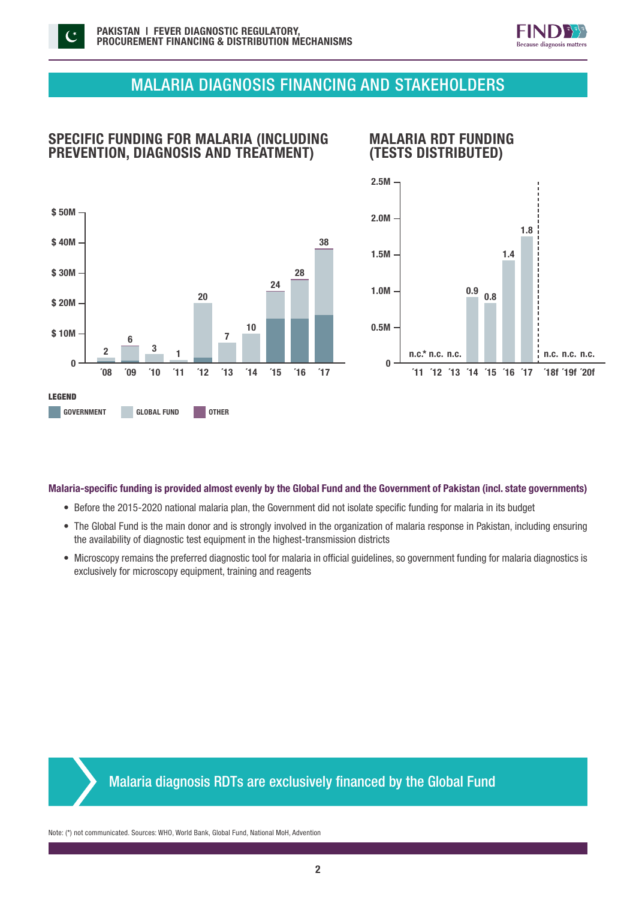# MALARIA DIAGNOSIS FINANCING AND STAKEHOLDERS

## SPECIFIC FUNDING FOR MALARIA (INCLUDING PREVENTION, DIAGNOSIS AND TREATMENT)

| Year | Total ($M) |
|---|---|
| '08 | 2 |
| '09 | 6 |
| '10 | 3 |
| '11 | 1 |
| '12 | 20 |
| '13 | 7 |
| '14 | 10 |
| '15 | 24 |
| '16 | 28 |
| '17 | 38 |

LEGEND: GOVERNMENT, GLOBAL FUND, OTHER

## MALARIA RDT FUNDING (TESTS DISTRIBUTED)

| Year | Tests distributed |
|---|---|
| '11 | n.c.* |
| '12 | n.c. |
| '13 | n.c. |
| '14 | 0.9 |
| '15 | 0.8 |
| '16 | 1.4 |
| '17 | 1.8 |
| '18f | n.c. |
| '19f | n.c. |
| '20f | n.c. |

**Malaria-specific funding is provided almost evenly by the Global Fund and the Government of Pakistan (incl. state governments)**

- Before the 2015-2020 national malaria plan, the Government did not isolate specific funding for malaria in its budget
- The Global Fund is the main donor and is strongly involved in the organization of malaria response in Pakistan, including ensuring the availability of diagnostic test equipment in the highest-transmission districts
- Microscopy remains the preferred diagnostic tool for malaria in official guidelines, so government funding for malaria diagnostics is exclusively for microscopy equipment, training and reagents

**Malaria diagnosis RDTs are exclusively financed by the Global Fund**

Note: (*) not communicated. Sources: WHO, World Bank, Global Fund, National MoH, Advention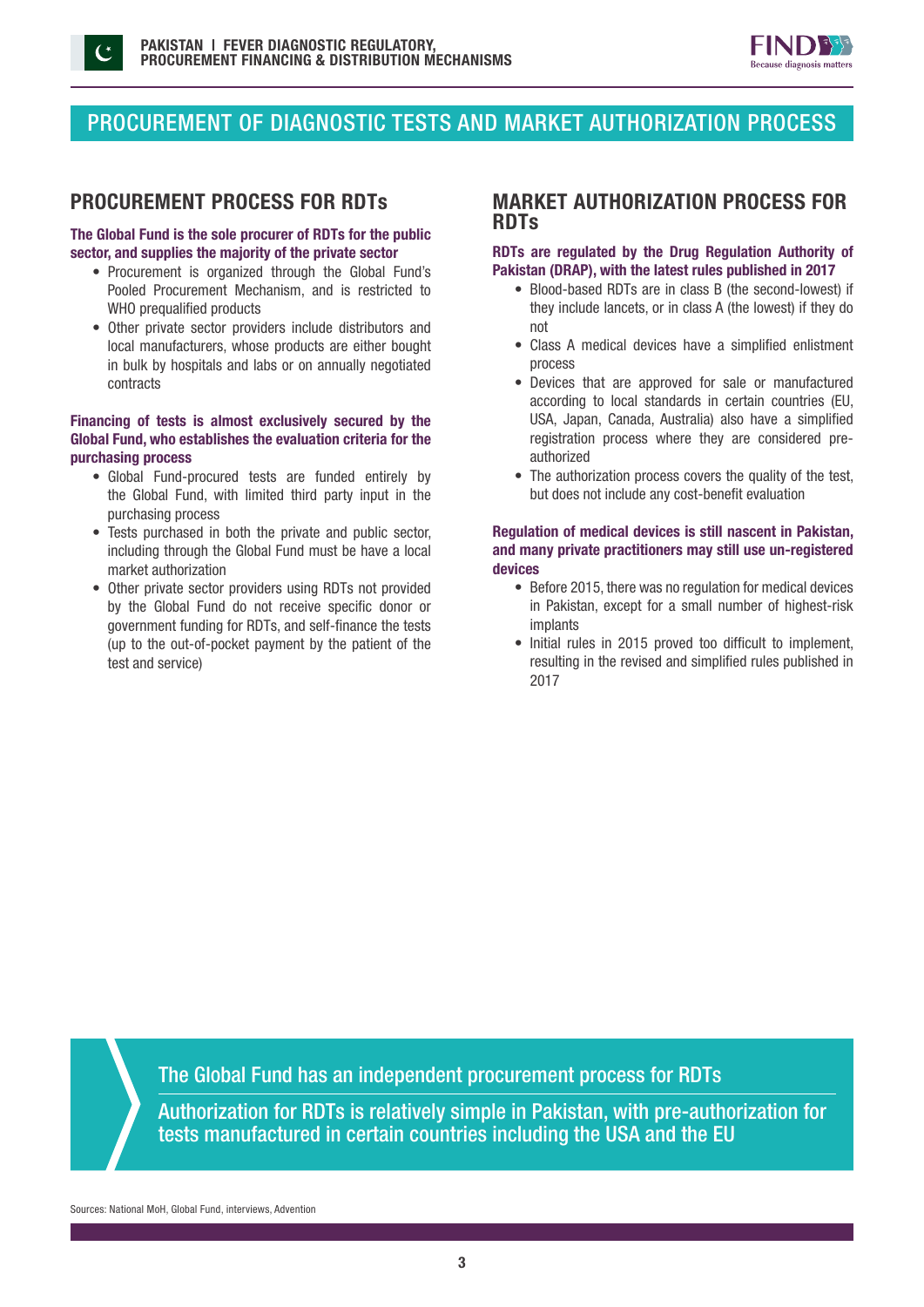# PROCUREMENT OF DIAGNOSTIC TESTS AND MARKET AUTHORIZATION PROCESS

## PROCUREMENT PROCESS FOR RDTs

**The Global Fund is the sole procurer of RDTs for the public sector, and supplies the majority of the private sector**

- Procurement is organized through the Global Fund's Pooled Procurement Mechanism, and is restricted to WHO prequalified products
- Other private sector providers include distributors and local manufacturers, whose products are either bought in bulk by hospitals and labs or on annually negotiated contracts

**Financing of tests is almost exclusively secured by the Global Fund, who establishes the evaluation criteria for the purchasing process**

- Global Fund-procured tests are funded entirely by the Global Fund, with limited third party input in the purchasing process
- Tests purchased in both the private and public sector, including through the Global Fund must be have a local market authorization
- Other private sector providers using RDTs not provided by the Global Fund do not receive specific donor or government funding for RDTs, and self-finance the tests (up to the out-of-pocket payment by the patient of the test and service)

## MARKET AUTHORIZATION PROCESS FOR RDTs

**RDTs are regulated by the Drug Regulation Authority of Pakistan (DRAP), with the latest rules published in 2017**

- Blood-based RDTs are in class B (the second-lowest) if they include lancets, or in class A (the lowest) if they do not
- Class A medical devices have a simplified enlistment process
- Devices that are approved for sale or manufactured according to local standards in certain countries (EU, USA, Japan, Canada, Australia) also have a simplified registration process where they are considered pre-authorized
- The authorization process covers the quality of the test, but does not include any cost-benefit evaluation

**Regulation of medical devices is still nascent in Pakistan, and many private practitioners may still use un-registered devices**

- Before 2015, there was no regulation for medical devices in Pakistan, except for a small number of highest-risk implants
- Initial rules in 2015 proved too difficult to implement, resulting in the revised and simplified rules published in 2017

---

The Global Fund has an independent procurement process for RDTs

Authorization for RDTs is relatively simple in Pakistan, with pre-authorization for tests manufactured in certain countries including the USA and the EU

Sources: National MoH, Global Fund, interviews, Advention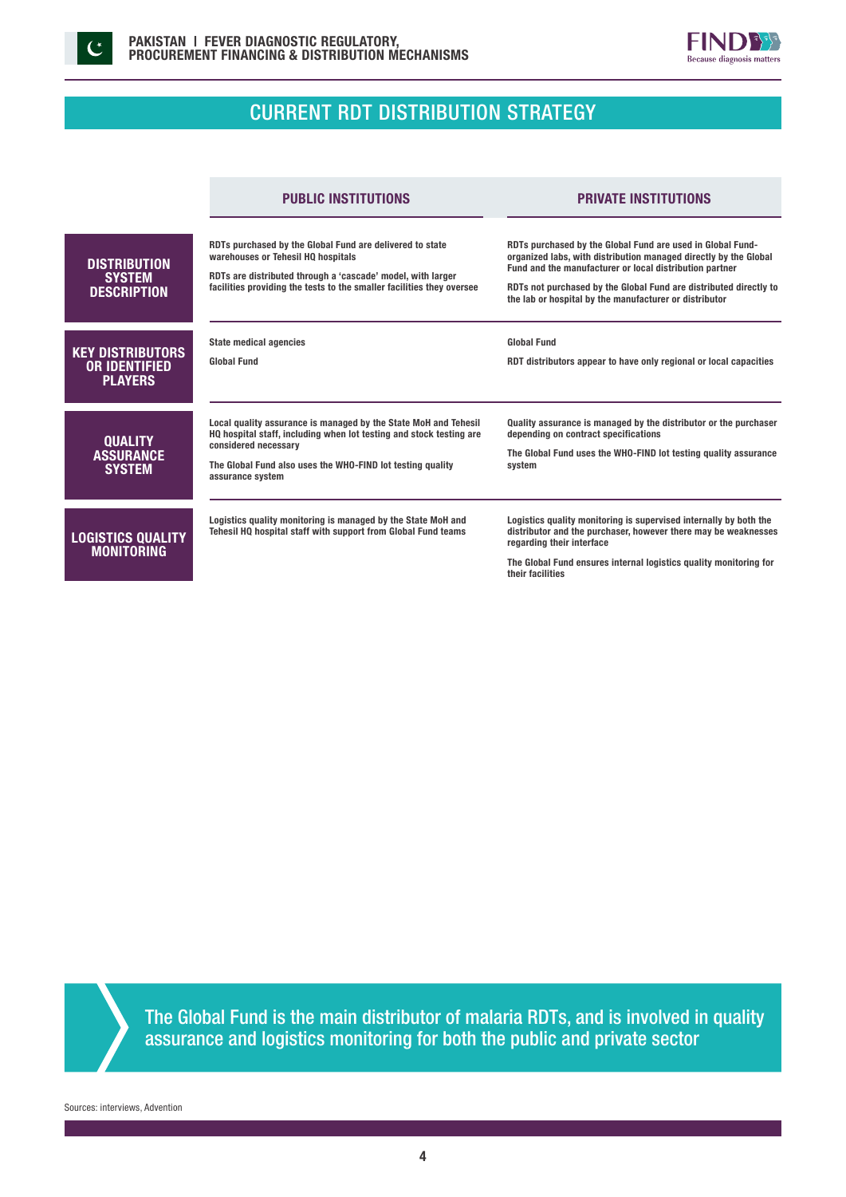## CURRENT RDT DISTRIBUTION STRATEGY

| | PUBLIC INSTITUTIONS | PRIVATE INSTITUTIONS |
|---|---|---|
| **DISTRIBUTION SYSTEM DESCRIPTION** | RDTs purchased by the Global Fund are delivered to state warehouses or Tehesil HQ hospitals<br><br>RDTs are distributed through a 'cascade' model, with larger facilities providing the tests to the smaller facilities they oversee | RDTs purchased by the Global Fund are used in Global Fund-organized labs, with distribution managed directly by the Global Fund and the manufacturer or local distribution partner<br><br>RDTs not purchased by the Global Fund are distributed directly to the lab or hospital by the manufacturer or distributor |
| **KEY DISTRIBUTORS OR IDENTIFIED PLAYERS** | State medical agencies<br><br>Global Fund | Global Fund<br><br>RDT distributors appear to have only regional or local capacities |
| **QUALITY ASSURANCE SYSTEM** | Local quality assurance is managed by the State MoH and Tehesil HQ hospital staff, including when lot testing and stock testing are considered necessary<br><br>The Global Fund also uses the WHO-FIND lot testing quality assurance system | Quality assurance is managed by the distributor or the purchaser depending on contract specifications<br><br>The Global Fund uses the WHO-FIND lot testing quality assurance system |
| **LOGISTICS QUALITY MONITORING** | Logistics quality monitoring is managed by the State MoH and Tehesil HQ hospital staff with support from Global Fund teams | Logistics quality monitoring is supervised internally by both the distributor and the purchaser, however there may be weaknesses regarding their interface<br><br>The Global Fund ensures internal logistics quality monitoring for their facilities |

The Global Fund is the main distributor of malaria RDTs, and is involved in quality assurance and logistics monitoring for both the public and private sector

Sources: interviews, Advention